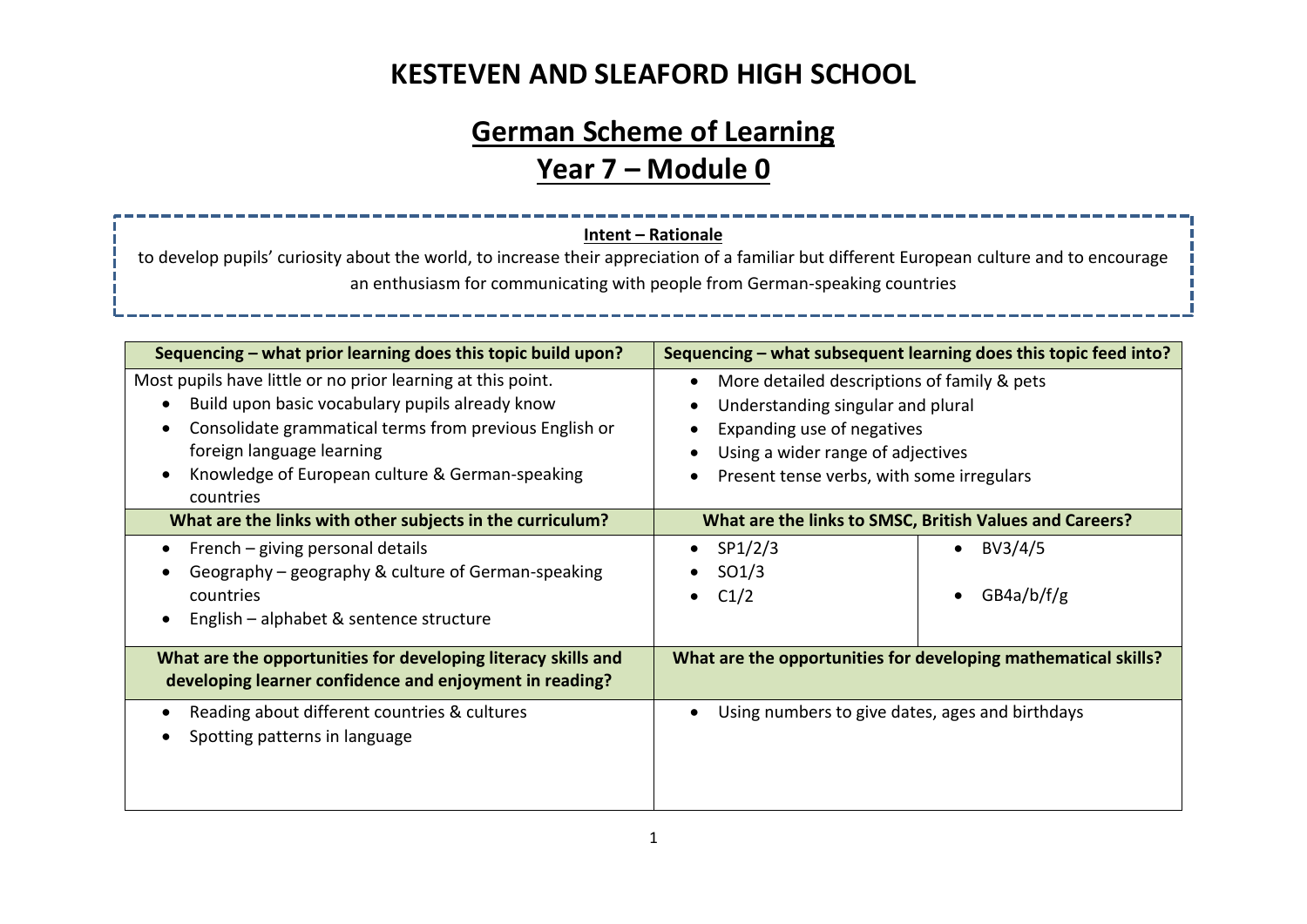# KESTEVEN AND SLEAFORD HIGH SCHOOL

## German Scheme of Learning
## Year 7 – Module 0

**Intent – Rationale**

to develop pupils' curiosity about the world, to increase their appreciation of a familiar but different European culture and to encourage an enthusiasm for communicating with people from German-speaking countries

| Sequencing – what prior learning does this topic build upon? | Sequencing – what subsequent learning does this topic feed into? | |
|---|---|---|
| Most pupils have little or no prior learning at this point.<br>• Build upon basic vocabulary pupils already know<br>• Consolidate grammatical terms from previous English or foreign language learning<br>• Knowledge of European culture & German-speaking countries | • More detailed descriptions of family & pets<br>• Understanding singular and plural<br>• Expanding use of negatives<br>• Using a wider range of adjectives<br>• Present tense verbs, with some irregulars | |
| **What are the links with other subjects in the curriculum?** | **What are the links to SMSC, British Values and Careers?** | |
| • French – giving personal details<br>• Geography – geography & culture of German-speaking countries<br>• English – alphabet & sentence structure | • SP1/2/3<br>• SO1/3<br>• C1/2 | • BV3/4/5<br>• GB4a/b/f/g |
| **What are the opportunities for developing literacy skills and developing learner confidence and enjoyment in reading?** | **What are the opportunities for developing mathematical skills?** | |
| • Reading about different countries & cultures<br>• Spotting patterns in language | • Using numbers to give dates, ages and birthdays | |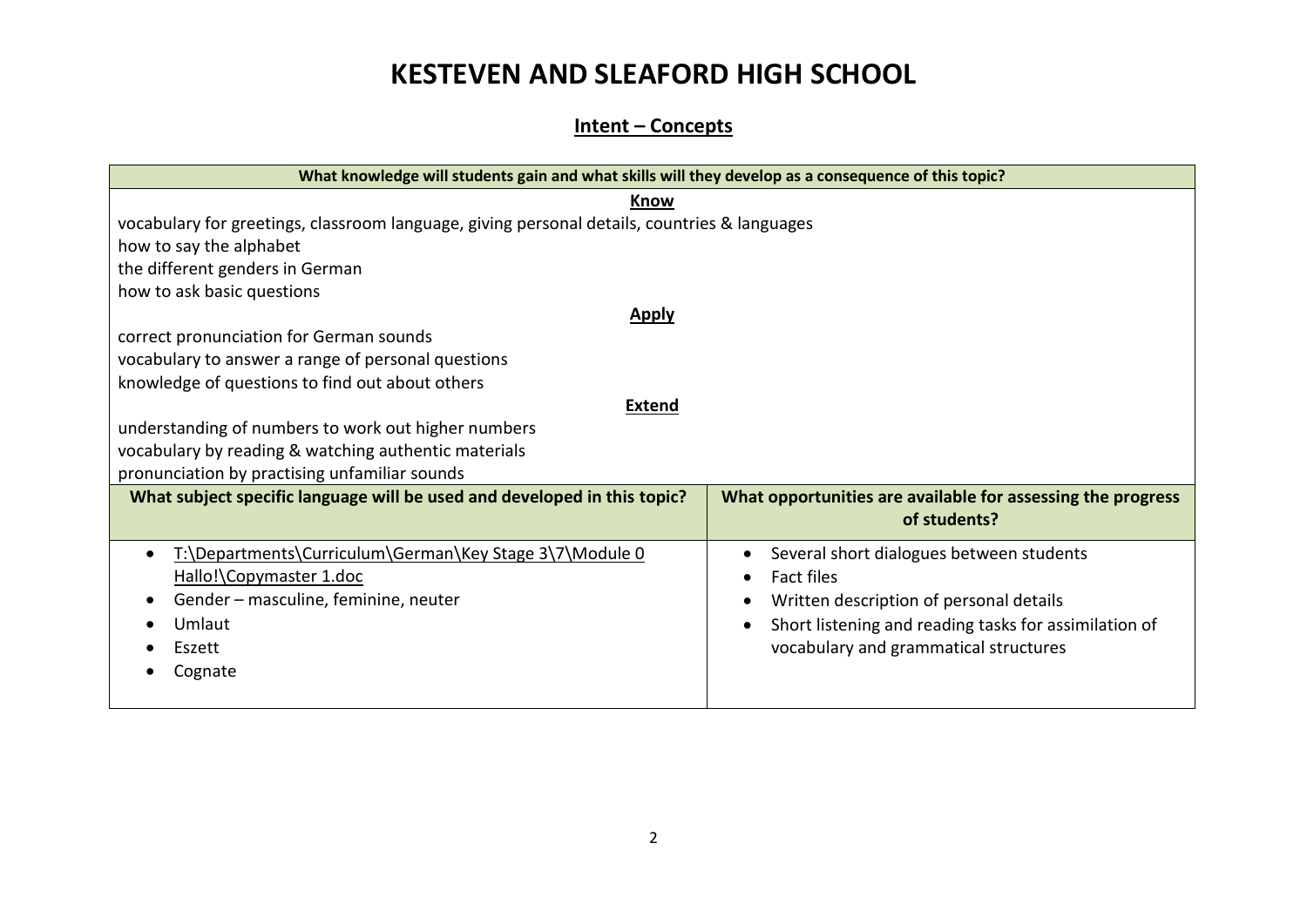# KESTEVEN AND SLEAFORD HIGH SCHOOL

## Intent – Concepts

| What knowledge will students gain and what skills will they develop as a consequence of this topic? | |
|---|---|
| **Know**<br>vocabulary for greetings, classroom language, giving personal details, countries & languages<br>how to say the alphabet<br>the different genders in German<br>how to ask basic questions<br>**Apply**<br>correct pronunciation for German sounds<br>vocabulary to answer a range of personal questions<br>knowledge of questions to find out about others<br>**Extend**<br>understanding of numbers to work out higher numbers<br>vocabulary by reading & watching authentic materials<br>pronunciation by practising unfamiliar sounds | |
| **What subject specific language will be used and developed in this topic?** | **What opportunities are available for assessing the progress of students?** |
| • T:\Departments\Curriculum\German\Key Stage 3\7\Module 0 Hallo!\Copymaster 1.doc<br>• Gender – masculine, feminine, neuter<br>• Umlaut<br>• Eszett<br>• Cognate | • Several short dialogues between students<br>• Fact files<br>• Written description of personal details<br>• Short listening and reading tasks for assimilation of vocabulary and grammatical structures |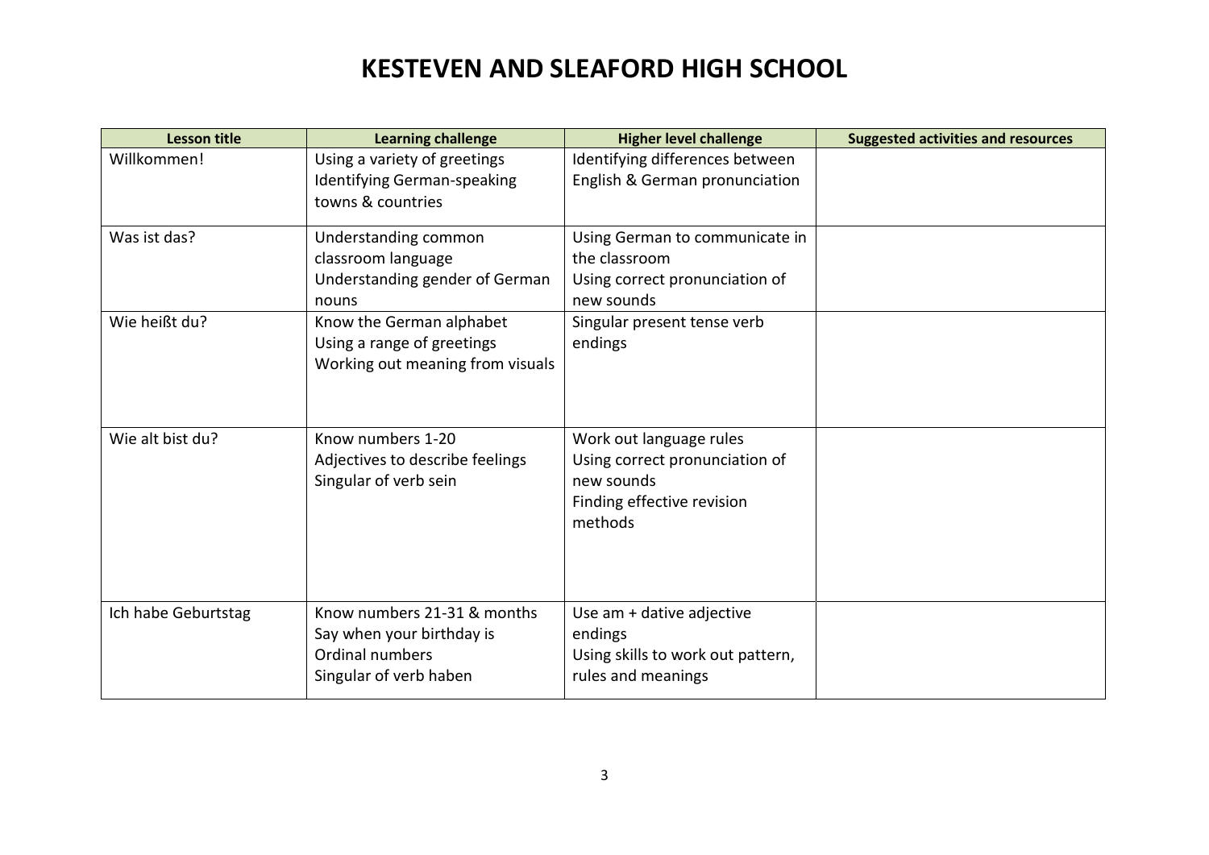# KESTEVEN AND SLEAFORD HIGH SCHOOL

| Lesson title | Learning challenge | Higher level challenge | Suggested activities and resources |
|---|---|---|---|
| Willkommen! | Using a variety of greetings<br>Identifying German-speaking towns & countries | Identifying differences between English & German pronunciation | |
| Was ist das? | Understanding common classroom language<br>Understanding gender of German nouns | Using German to communicate in the classroom<br>Using correct pronunciation of new sounds | |
| Wie heißt du? | Know the German alphabet<br>Using a range of greetings<br>Working out meaning from visuals | Singular present tense verb endings | |
| Wie alt bist du? | Know numbers 1-20<br>Adjectives to describe feelings<br>Singular of verb sein | Work out language rules<br>Using correct pronunciation of new sounds<br>Finding effective revision methods | |
| Ich habe Geburtstag | Know numbers 21-31 & months<br>Say when your birthday is<br>Ordinal numbers<br>Singular of verb haben | Use am + dative adjective endings<br>Using skills to work out pattern, rules and meanings | |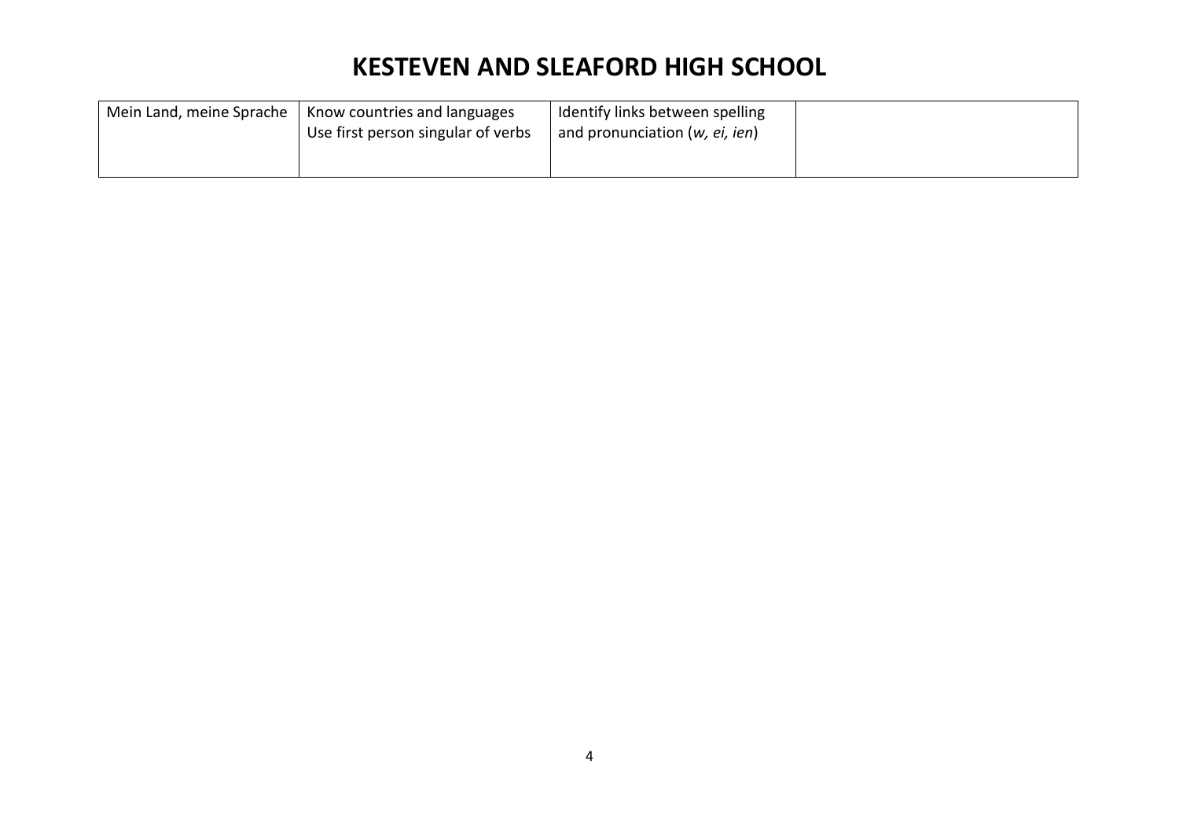# KESTEVEN AND SLEAFORD HIGH SCHOOL

| | | | |
|---|---|---|---|
| Mein Land, meine Sprache | Know countries and languages<br>Use first person singular of verbs | Identify links between spelling and pronunciation (*w, ei, ien*) | |